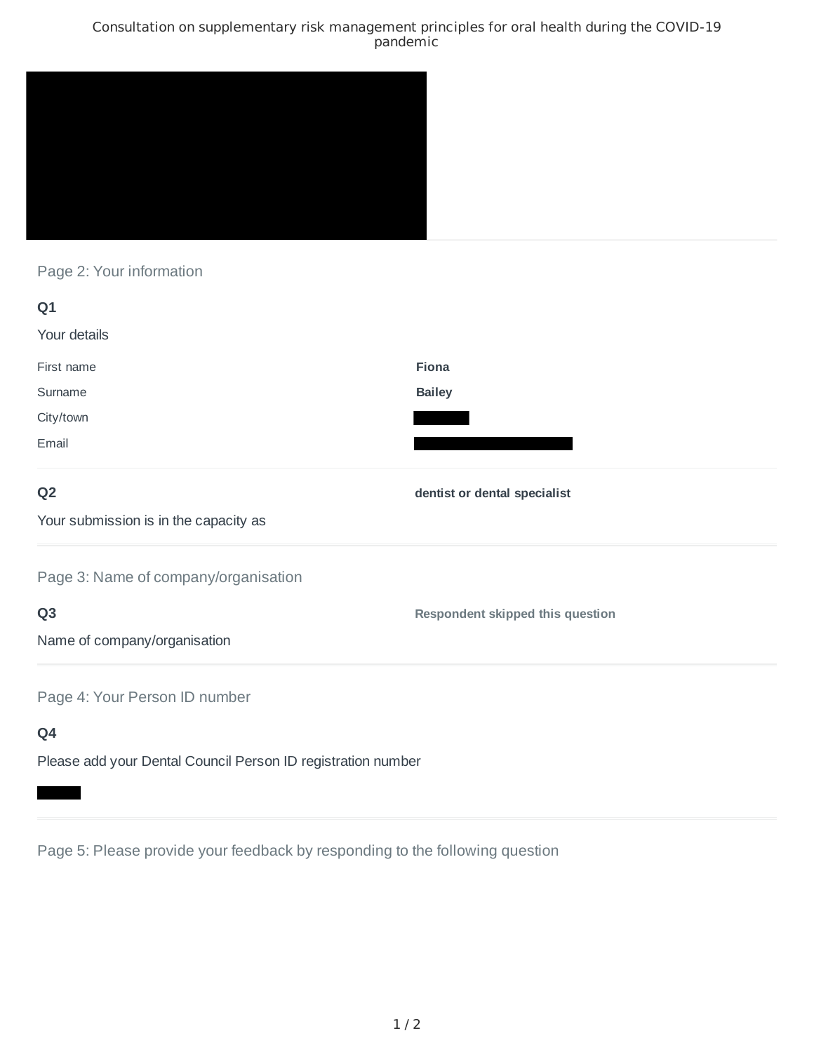Consultation on supplementary risk management principles for oral health during the COVID-19 pandemic

## Page 2: Your information

**Q1**

Your details

| | |
|---|---|
| First name | **Fiona** |
| Surname | **Bailey** |
| City/town | |
| Email | |

**Q2**

Your submission is in the capacity as

**dentist or dental specialist**

## Page 3: Name of company/organisation

**Q3**

Name of company/organisation

**Respondent skipped this question**

## Page 4: Your Person ID number

**Q4**

Please add your Dental Council Person ID registration number

## Page 5: Please provide your feedback by responding to the following question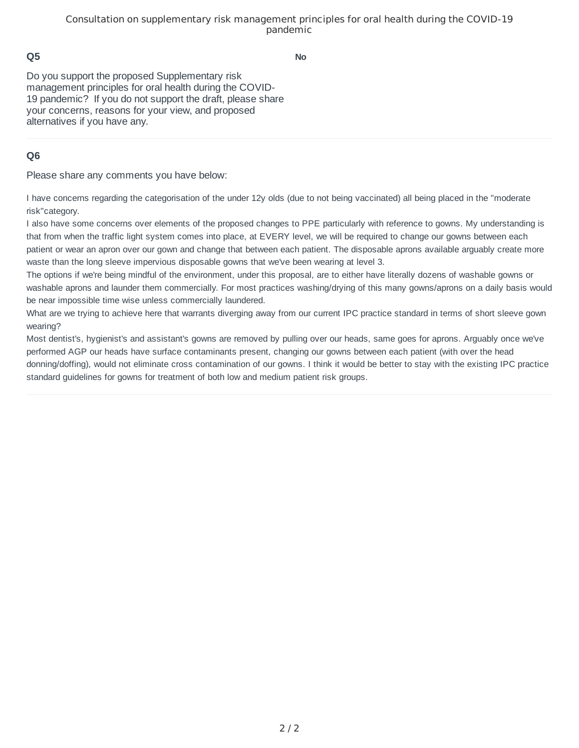**Q5**

Do you support the proposed Supplementary risk management principles for oral health during the COVID-19 pandemic? If you do not support the draft, please share your concerns, reasons for your view, and proposed alternatives if you have any.

**No**

**Q6**

Please share any comments you have below:

I have concerns regarding the categorisation of the under 12y olds (due to not being vaccinated) all being placed in the "moderate risk"category.
I also have some concerns over elements of the proposed changes to PPE particularly with reference to gowns. My understanding is that from when the traffic light system comes into place, at EVERY level, we will be required to change our gowns between each patient or wear an apron over our gown and change that between each patient. The disposable aprons available arguably create more waste than the long sleeve impervious disposable gowns that we've been wearing at level 3.
The options if we're being mindful of the environment, under this proposal, are to either have literally dozens of washable gowns or washable aprons and launder them commercially. For most practices washing/drying of this many gowns/aprons on a daily basis would be near impossible time wise unless commercially laundered.
What are we trying to achieve here that warrants diverging away from our current IPC practice standard in terms of short sleeve gown wearing?
Most dentist's, hygienist's and assistant's gowns are removed by pulling over our heads, same goes for aprons. Arguably once we've performed AGP our heads have surface contaminants present, changing our gowns between each patient (with over the head donning/doffing), would not eliminate cross contamination of our gowns. I think it would be better to stay with the existing IPC practice standard guidelines for gowns for treatment of both low and medium patient risk groups.